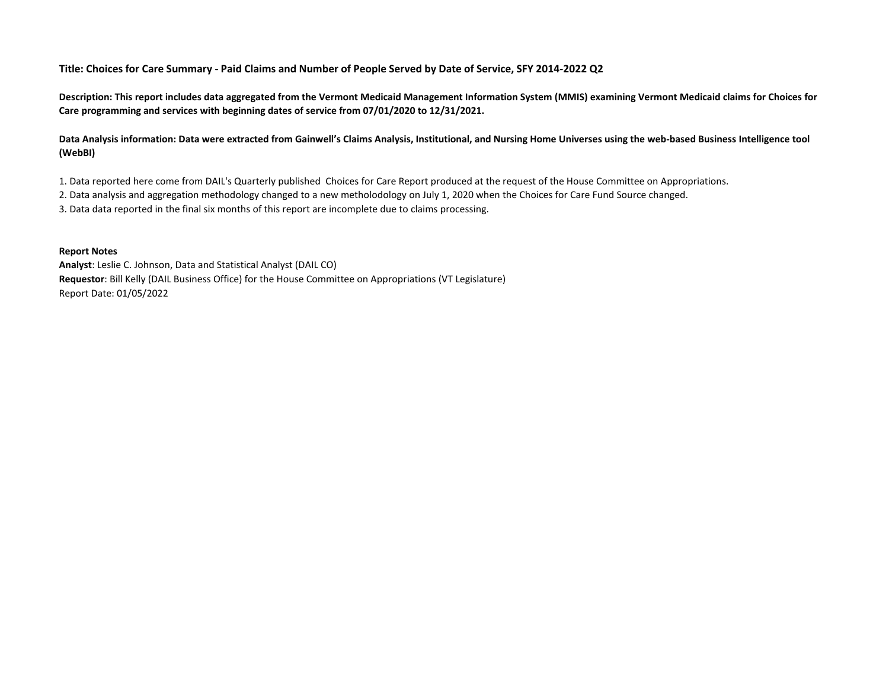**Title: Choices for Care Summary - Paid Claims and Number of People Served by Date of Service, SFY 2014-2022 Q2**

**Description: This report includes data aggregated from the Vermont Medicaid Management Information System (MMIS) examining Vermont Medicaid claims for Choices for Care programming and services with beginning dates of service from 07/01/2020 to 12/31/2021.**

**Data Analysis information: Data were extracted from Gainwell's Claims Analysis, Institutional, and Nursing Home Universes using the web-based Business Intelligence tool (WebBI)**

1. Data reported here come from DAIL's Quarterly published Choices for Care Report produced at the request of the House Committee on Appropriations.
2. Data analysis and aggregation methodology changed to a new metholodology on July 1, 2020 when the Choices for Care Fund Source changed.
3. Data data reported in the final six months of this report are incomplete due to claims processing.

**Report Notes**
**Analyst**: Leslie C. Johnson, Data and Statistical Analyst (DAIL CO)
**Requestor**: Bill Kelly (DAIL Business Office) for the House Committee on Appropriations (VT Legislature)
Report Date: 01/05/2022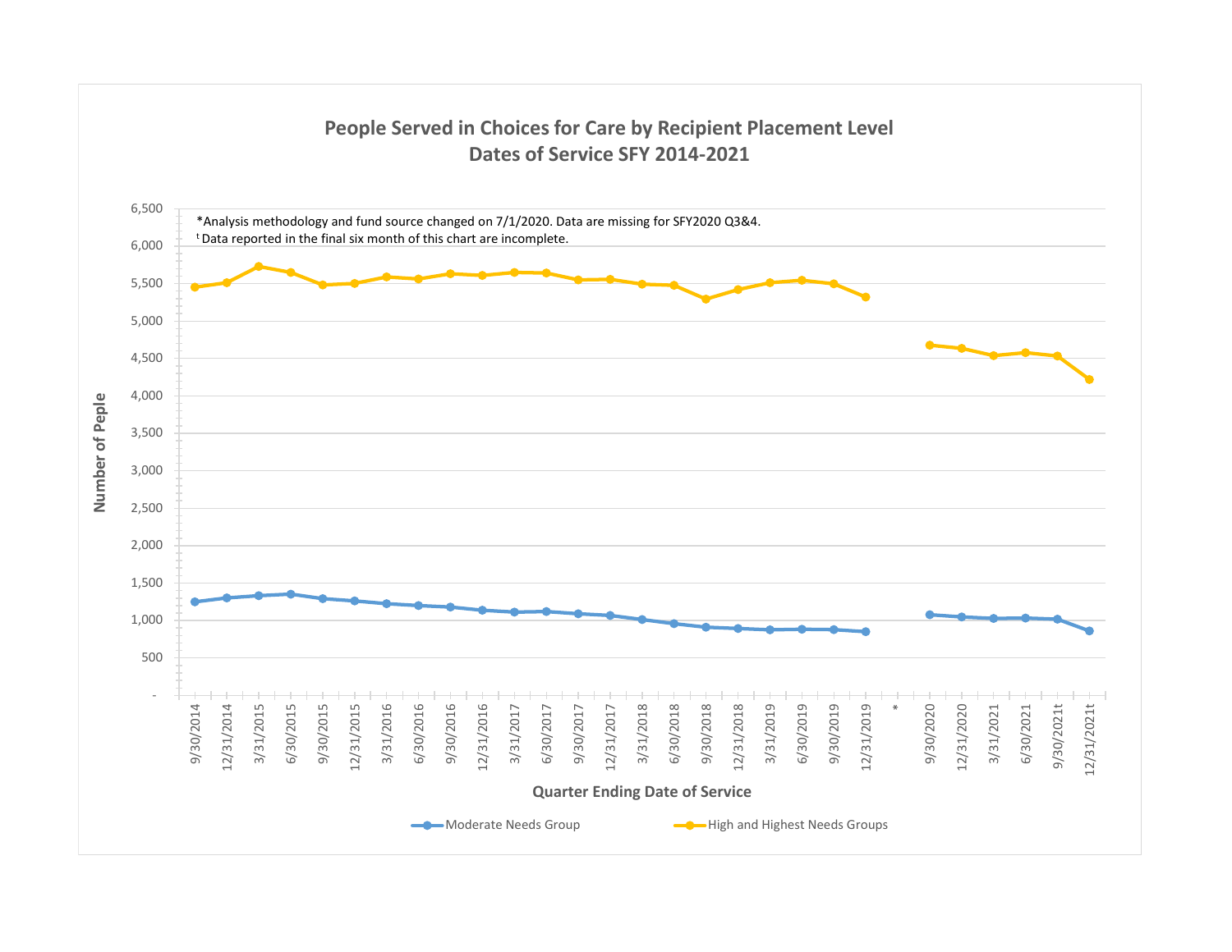## People Served in Choices for Care by Recipient Placement Level
## Dates of Service SFY 2014-2021

*Analysis methodology and fund source changed on 7/1/2020. Data are missing for SFY2020 Q3&4.

ᵗ Data reported in the final six month of this chart are incomplete.

Number of Peple

Quarter Ending Date of Service

Moderate Needs Group | High and Highest Needs Groups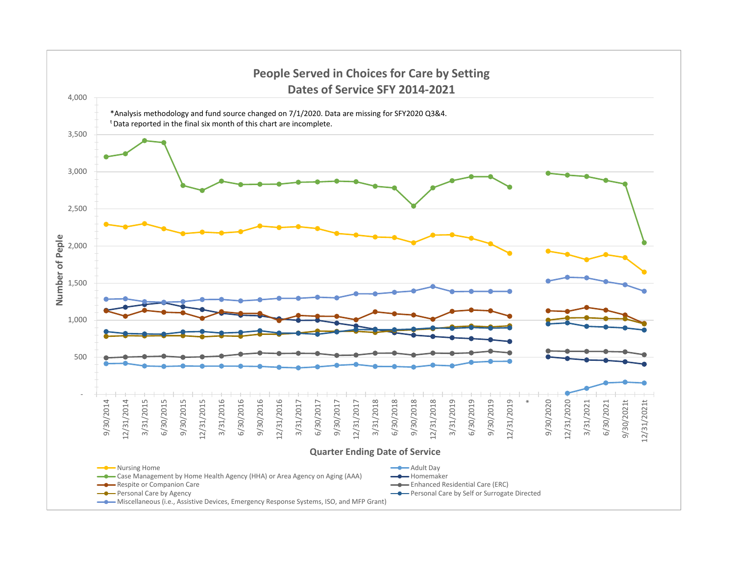People Served in Choices for Care by Setting
Dates of Service SFY 2014-2021

*Analysis methodology and fund source changed on 7/1/2020. Data are missing for SFY2020 Q3&4.
ᵗ Data reported in the final six month of this chart are incomplete.

4,000
3,500
3,000
2,500
2,000
1,500
1,000
500
-

Number of Peple

9/30/2014
12/31/2014
3/31/2015
6/30/2015
9/30/2015
12/31/2015
3/31/2016
6/30/2016
9/30/2016
12/31/2016
3/31/2017
6/30/2017
9/30/2017
12/31/2017
3/31/2018
6/30/2018
9/30/2018
12/31/2018
3/31/2019
6/30/2019
9/30/2019
12/31/2019
*
9/30/2020
12/31/2020
3/31/2021
6/30/2021
9/30/2021t
12/31/2021t

Quarter Ending Date of Service

Nursing Home
Adult Day
Case Management by Home Health Agency (HHA) or Area Agency on Aging (AAA)
Homemaker
Respite or Companion Care
Enhanced Residential Care (ERC)
Personal Care by Agency
Personal Care by Self or Surrogate Directed
Miscellaneous (i.e., Assistive Devices, Emergency Response Systems, ISO, and MFP Grant)